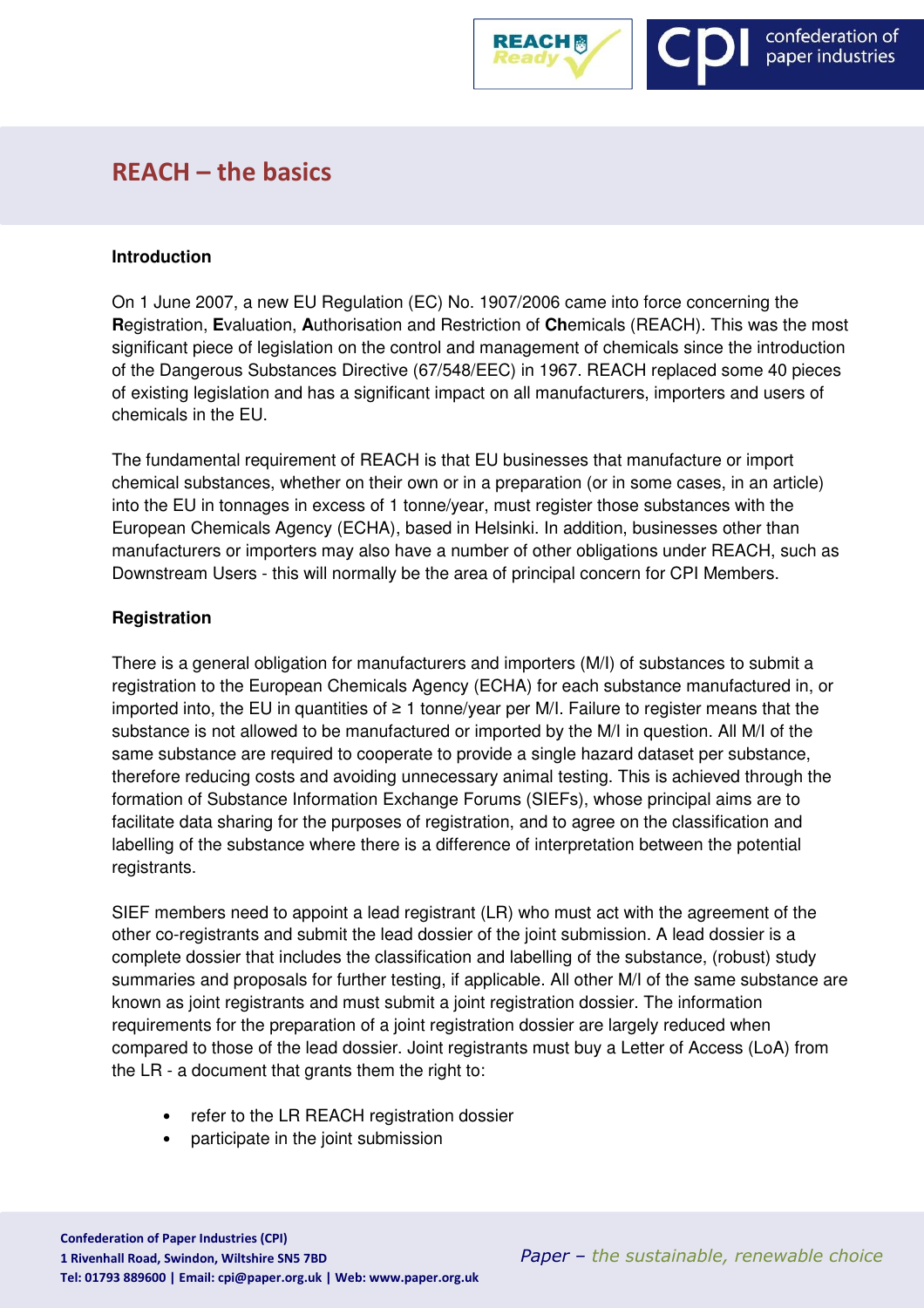# REACH – the basics

**Introduction**

On 1 June 2007, a new EU Regulation (EC) No. 1907/2006 came into force concerning the **R**egistration, **E**valuation, **A**uthorisation and Restriction of **Ch**emicals (REACH). This was the most significant piece of legislation on the control and management of chemicals since the introduction of the Dangerous Substances Directive (67/548/EEC) in 1967. REACH replaced some 40 pieces of existing legislation and has a significant impact on all manufacturers, importers and users of chemicals in the EU.

The fundamental requirement of REACH is that EU businesses that manufacture or import chemical substances, whether on their own or in a preparation (or in some cases, in an article) into the EU in tonnages in excess of 1 tonne/year, must register those substances with the European Chemicals Agency (ECHA), based in Helsinki. In addition, businesses other than manufacturers or importers may also have a number of other obligations under REACH, such as Downstream Users - this will normally be the area of principal concern for CPI Members.

**Registration**

There is a general obligation for manufacturers and importers (M/I) of substances to submit a registration to the European Chemicals Agency (ECHA) for each substance manufactured in, or imported into, the EU in quantities of ≥ 1 tonne/year per M/I. Failure to register means that the substance is not allowed to be manufactured or imported by the M/I in question. All M/I of the same substance are required to cooperate to provide a single hazard dataset per substance, therefore reducing costs and avoiding unnecessary animal testing. This is achieved through the formation of Substance Information Exchange Forums (SIEFs), whose principal aims are to facilitate data sharing for the purposes of registration, and to agree on the classification and labelling of the substance where there is a difference of interpretation between the potential registrants.

SIEF members need to appoint a lead registrant (LR) who must act with the agreement of the other co-registrants and submit the lead dossier of the joint submission. A lead dossier is a complete dossier that includes the classification and labelling of the substance, (robust) study summaries and proposals for further testing, if applicable. All other M/I of the same substance are known as joint registrants and must submit a joint registration dossier. The information requirements for the preparation of a joint registration dossier are largely reduced when compared to those of the lead dossier. Joint registrants must buy a Letter of Access (LoA) from the LR - a document that grants them the right to:

- refer to the LR REACH registration dossier
- participate in the joint submission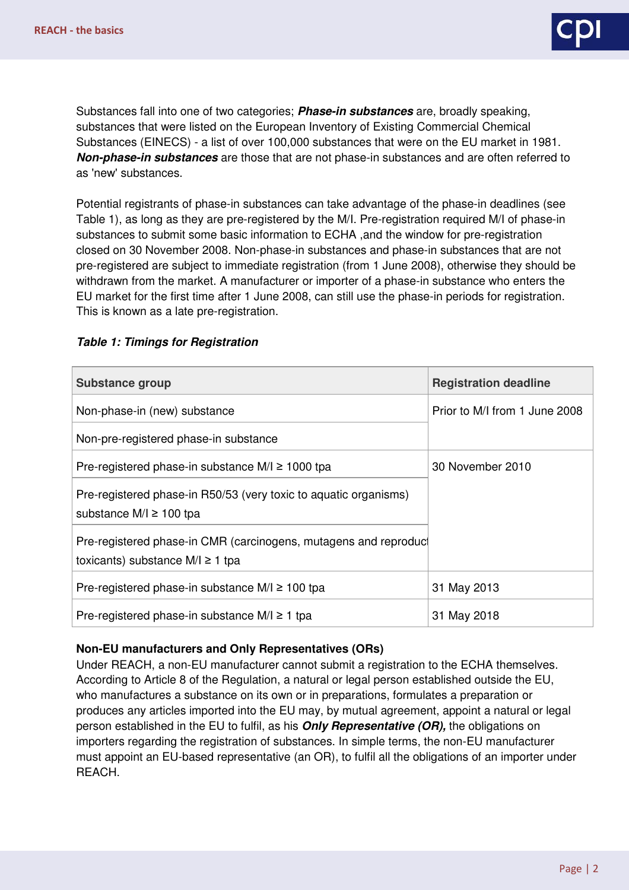Substances fall into one of two categories; ***Phase-in substances*** are, broadly speaking, substances that were listed on the European Inventory of Existing Commercial Chemical Substances (EINECS) - a list of over 100,000 substances that were on the EU market in 1981. ***Non-phase-in substances*** are those that are not phase-in substances and are often referred to as 'new' substances.

Potential registrants of phase-in substances can take advantage of the phase-in deadlines (see Table 1), as long as they are pre-registered by the M/I. Pre-registration required M/I of phase-in substances to submit some basic information to ECHA ,and the window for pre-registration closed on 30 November 2008. Non-phase-in substances and phase-in substances that are not pre-registered are subject to immediate registration (from 1 June 2008), otherwise they should be withdrawn from the market. A manufacturer or importer of a phase-in substance who enters the EU market for the first time after 1 June 2008, can still use the phase-in periods for registration. This is known as a late pre-registration.

***Table 1: Timings for Registration***

| Substance group | Registration deadline |
|---|---|
| Non-phase-in (new) substance | Prior to M/I from 1 June 2008 |
| Non-pre-registered phase-in substance | |
| Pre-registered phase-in substance M/I ≥ 1000 tpa | 30 November 2010 |
| Pre-registered phase-in R50/53 (very toxic to aquatic organisms) substance M/I ≥ 100 tpa | |
| Pre-registered phase-in CMR (carcinogens, mutagens and reproduct toxicants) substance M/I ≥ 1 tpa | |
| Pre-registered phase-in substance M/I ≥ 100 tpa | 31 May 2013 |
| Pre-registered phase-in substance M/I ≥ 1 tpa | 31 May 2018 |

**Non-EU manufacturers and Only Representatives (ORs)**

Under REACH, a non-EU manufacturer cannot submit a registration to the ECHA themselves. According to Article 8 of the Regulation, a natural or legal person established outside the EU, who manufactures a substance on its own or in preparations, formulates a preparation or produces any articles imported into the EU may, by mutual agreement, appoint a natural or legal person established in the EU to fulfil, as his ***Only Representative (OR),*** the obligations on importers regarding the registration of substances. In simple terms, the non-EU manufacturer must appoint an EU-based representative (an OR), to fulfil all the obligations of an importer under REACH.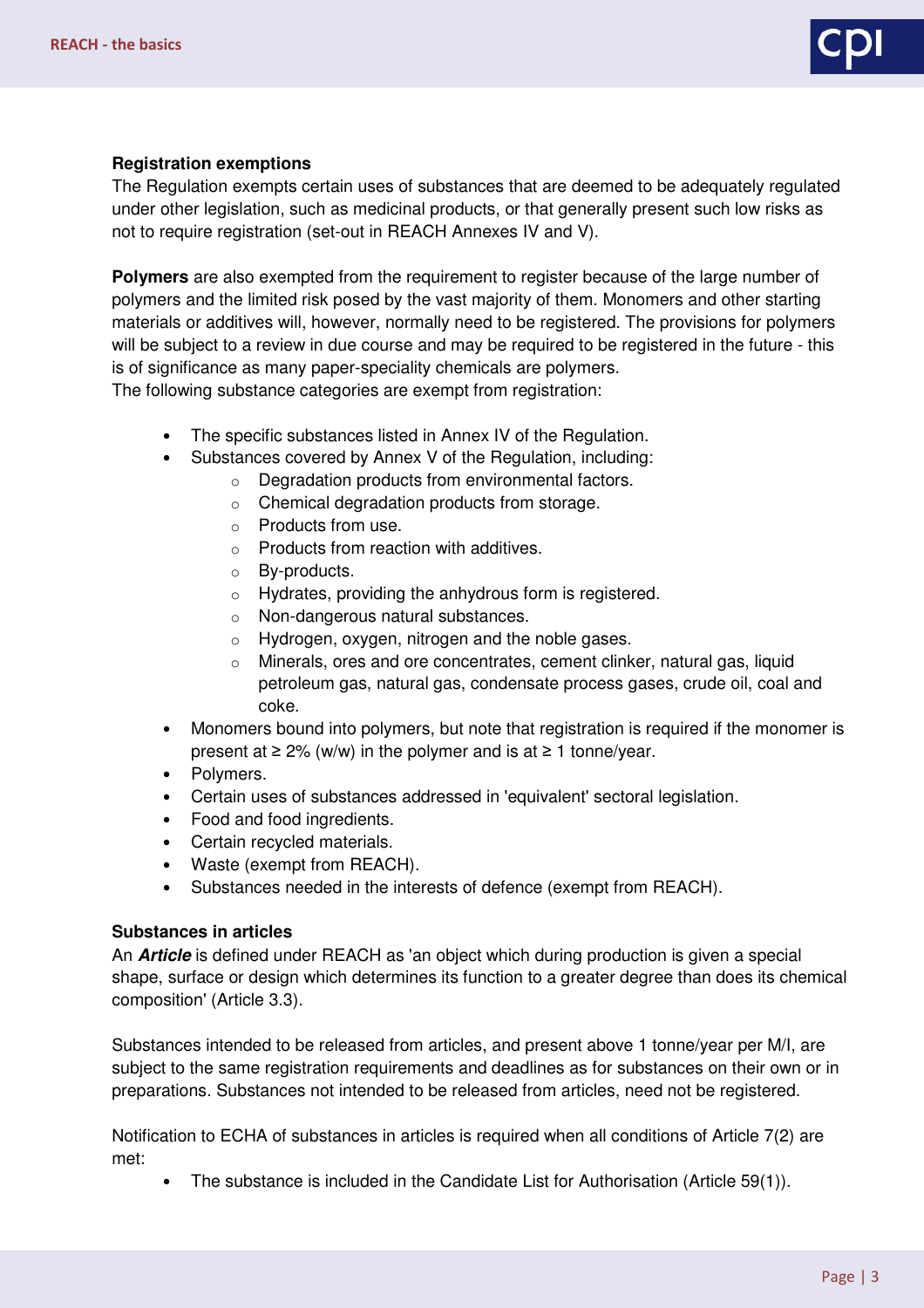**Registration exemptions**

The Regulation exempts certain uses of substances that are deemed to be adequately regulated under other legislation, such as medicinal products, or that generally present such low risks as not to require registration (set-out in REACH Annexes IV and V).

**Polymers** are also exempted from the requirement to register because of the large number of polymers and the limited risk posed by the vast majority of them. Monomers and other starting materials or additives will, however, normally need to be registered. The provisions for polymers will be subject to a review in due course and may be required to be registered in the future - this is of significance as many paper-speciality chemicals are polymers.
The following substance categories are exempt from registration:

- The specific substances listed in Annex IV of the Regulation.
- Substances covered by Annex V of the Regulation, including:
    - Degradation products from environmental factors.
    - Chemical degradation products from storage.
    - Products from use.
    - Products from reaction with additives.
    - By-products.
    - Hydrates, providing the anhydrous form is registered.
    - Non-dangerous natural substances.
    - Hydrogen, oxygen, nitrogen and the noble gases.
    - Minerals, ores and ore concentrates, cement clinker, natural gas, liquid petroleum gas, natural gas, condensate process gases, crude oil, coal and coke.
- Monomers bound into polymers, but note that registration is required if the monomer is present at ≥ 2% (w/w) in the polymer and is at ≥ 1 tonne/year.
- Polymers.
- Certain uses of substances addressed in 'equivalent' sectoral legislation.
- Food and food ingredients.
- Certain recycled materials.
- Waste (exempt from REACH).
- Substances needed in the interests of defence (exempt from REACH).

**Substances in articles**

An ***Article*** is defined under REACH as 'an object which during production is given a special shape, surface or design which determines its function to a greater degree than does its chemical composition' (Article 3.3).

Substances intended to be released from articles, and present above 1 tonne/year per M/I, are subject to the same registration requirements and deadlines as for substances on their own or in preparations. Substances not intended to be released from articles, need not be registered.

Notification to ECHA of substances in articles is required when all conditions of Article 7(2) are met:

- The substance is included in the Candidate List for Authorisation (Article 59(1)).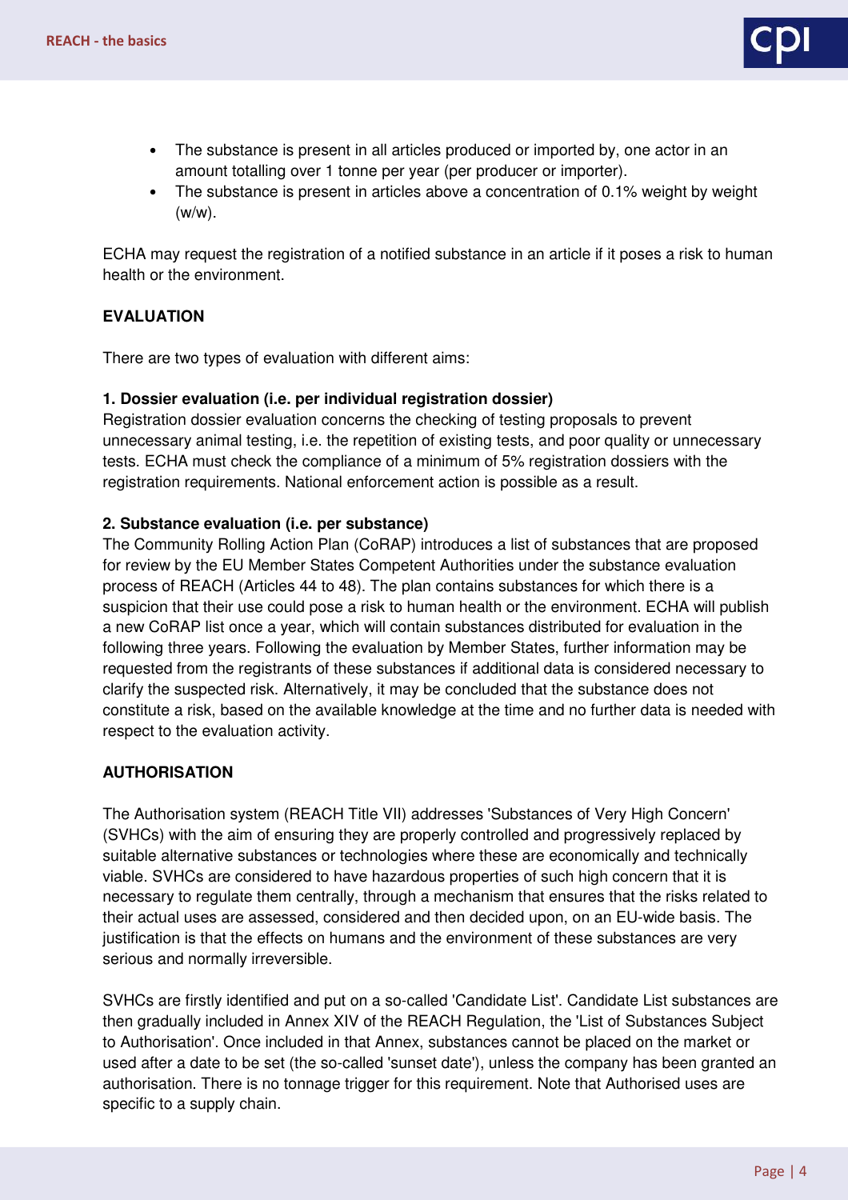- The substance is present in all articles produced or imported by, one actor in an amount totalling over 1 tonne per year (per producer or importer).
- The substance is present in articles above a concentration of 0.1% weight by weight (w/w).

ECHA may request the registration of a notified substance in an article if it poses a risk to human health or the environment.

## EVALUATION

There are two types of evaluation with different aims:

**1. Dossier evaluation (i.e. per individual registration dossier)**
Registration dossier evaluation concerns the checking of testing proposals to prevent unnecessary animal testing, i.e. the repetition of existing tests, and poor quality or unnecessary tests. ECHA must check the compliance of a minimum of 5% registration dossiers with the registration requirements. National enforcement action is possible as a result.

**2. Substance evaluation (i.e. per substance)**
The Community Rolling Action Plan (CoRAP) introduces a list of substances that are proposed for review by the EU Member States Competent Authorities under the substance evaluation process of REACH (Articles 44 to 48). The plan contains substances for which there is a suspicion that their use could pose a risk to human health or the environment. ECHA will publish a new CoRAP list once a year, which will contain substances distributed for evaluation in the following three years. Following the evaluation by Member States, further information may be requested from the registrants of these substances if additional data is considered necessary to clarify the suspected risk. Alternatively, it may be concluded that the substance does not constitute a risk, based on the available knowledge at the time and no further data is needed with respect to the evaluation activity.

## AUTHORISATION

The Authorisation system (REACH Title VII) addresses 'Substances of Very High Concern' (SVHCs) with the aim of ensuring they are properly controlled and progressively replaced by suitable alternative substances or technologies where these are economically and technically viable. SVHCs are considered to have hazardous properties of such high concern that it is necessary to regulate them centrally, through a mechanism that ensures that the risks related to their actual uses are assessed, considered and then decided upon, on an EU-wide basis. The justification is that the effects on humans and the environment of these substances are very serious and normally irreversible.

SVHCs are firstly identified and put on a so-called 'Candidate List'. Candidate List substances are then gradually included in Annex XIV of the REACH Regulation, the 'List of Substances Subject to Authorisation'. Once included in that Annex, substances cannot be placed on the market or used after a date to be set (the so-called 'sunset date'), unless the company has been granted an authorisation. There is no tonnage trigger for this requirement. Note that Authorised uses are specific to a supply chain.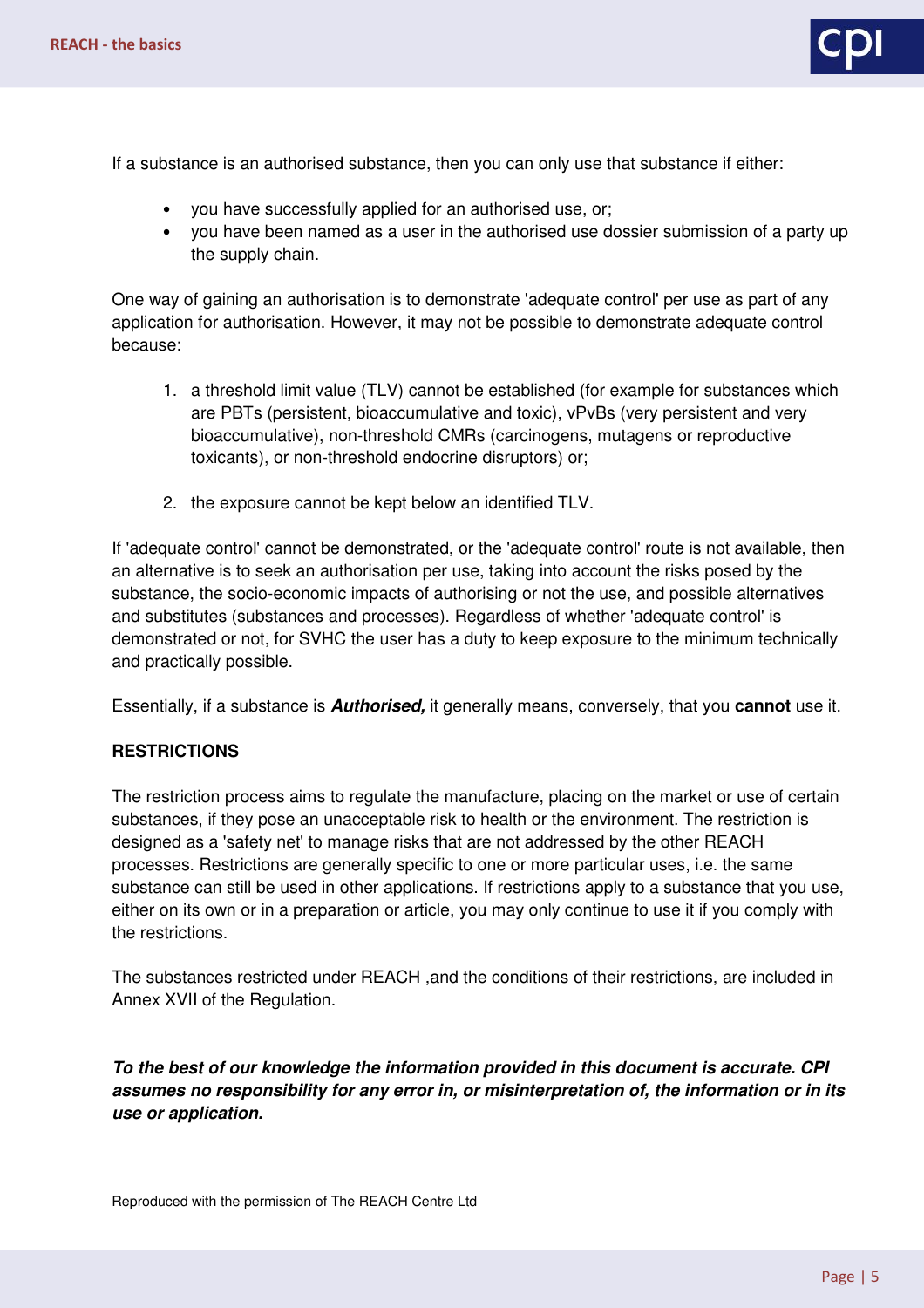If a substance is an authorised substance, then you can only use that substance if either:

- you have successfully applied for an authorised use, or;
- you have been named as a user in the authorised use dossier submission of a party up the supply chain.

One way of gaining an authorisation is to demonstrate 'adequate control' per use as part of any application for authorisation. However, it may not be possible to demonstrate adequate control because:

1. a threshold limit value (TLV) cannot be established (for example for substances which are PBTs (persistent, bioaccumulative and toxic), vPvBs (very persistent and very bioaccumulative), non-threshold CMRs (carcinogens, mutagens or reproductive toxicants), or non-threshold endocrine disruptors) or;

2. the exposure cannot be kept below an identified TLV.

If 'adequate control' cannot be demonstrated, or the 'adequate control' route is not available, then an alternative is to seek an authorisation per use, taking into account the risks posed by the substance, the socio-economic impacts of authorising or not the use, and possible alternatives and substitutes (substances and processes). Regardless of whether 'adequate control' is demonstrated or not, for SVHC the user has a duty to keep exposure to the minimum technically and practically possible.

Essentially, if a substance is ***Authorised,*** it generally means, conversely, that you **cannot** use it.

**RESTRICTIONS**

The restriction process aims to regulate the manufacture, placing on the market or use of certain substances, if they pose an unacceptable risk to health or the environment. The restriction is designed as a 'safety net' to manage risks that are not addressed by the other REACH processes. Restrictions are generally specific to one or more particular uses, i.e. the same substance can still be used in other applications. If restrictions apply to a substance that you use, either on its own or in a preparation or article, you may only continue to use it if you comply with the restrictions.

The substances restricted under REACH ,and the conditions of their restrictions, are included in Annex XVII of the Regulation.

***To the best of our knowledge the information provided in this document is accurate. CPI assumes no responsibility for any error in, or misinterpretation of, the information or in its use or application.***

Reproduced with the permission of The REACH Centre Ltd